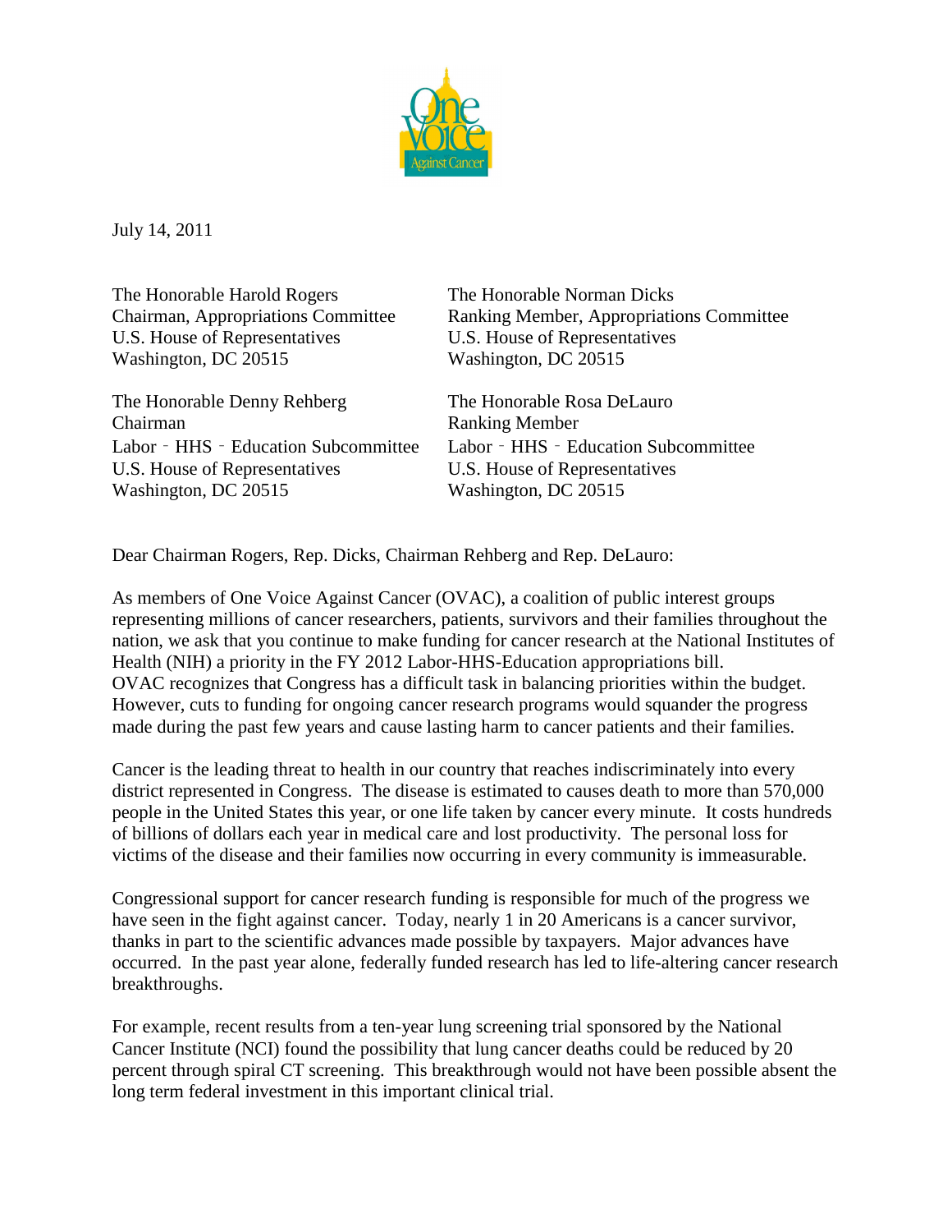July 14, 2011

The Honorable Harold Rogers
Chairman, Appropriations Committee
U.S. House of Representatives
Washington, DC 20515

The Honorable Norman Dicks
Ranking Member, Appropriations Committee
U.S. House of Representatives
Washington, DC 20515

The Honorable Denny Rehberg
Chairman
Labor ‑ HHS ‑ Education Subcommittee
U.S. House of Representatives
Washington, DC 20515

The Honorable Rosa DeLauro
Ranking Member
Labor ‑ HHS ‑ Education Subcommittee
U.S. House of Representatives
Washington, DC 20515

Dear Chairman Rogers, Rep. Dicks, Chairman Rehberg and Rep. DeLauro:

As members of One Voice Against Cancer (OVAC), a coalition of public interest groups representing millions of cancer researchers, patients, survivors and their families throughout the nation, we ask that you continue to make funding for cancer research at the National Institutes of Health (NIH) a priority in the FY 2012 Labor-HHS-Education appropriations bill. OVAC recognizes that Congress has a difficult task in balancing priorities within the budget. However, cuts to funding for ongoing cancer research programs would squander the progress made during the past few years and cause lasting harm to cancer patients and their families.

Cancer is the leading threat to health in our country that reaches indiscriminately into every district represented in Congress. The disease is estimated to causes death to more than 570,000 people in the United States this year, or one life taken by cancer every minute. It costs hundreds of billions of dollars each year in medical care and lost productivity. The personal loss for victims of the disease and their families now occurring in every community is immeasurable.

Congressional support for cancer research funding is responsible for much of the progress we have seen in the fight against cancer. Today, nearly 1 in 20 Americans is a cancer survivor, thanks in part to the scientific advances made possible by taxpayers. Major advances have occurred. In the past year alone, federally funded research has led to life-altering cancer research breakthroughs.

For example, recent results from a ten-year lung screening trial sponsored by the National Cancer Institute (NCI) found the possibility that lung cancer deaths could be reduced by 20 percent through spiral CT screening. This breakthrough would not have been possible absent the long term federal investment in this important clinical trial.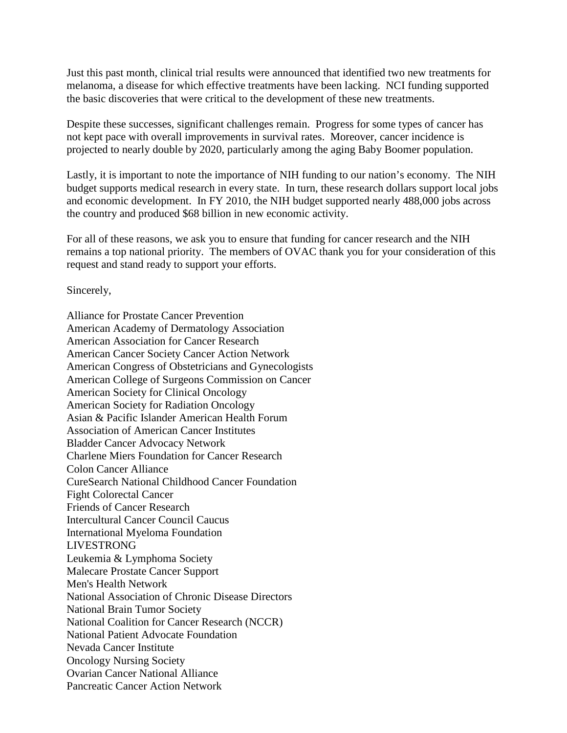Just this past month, clinical trial results were announced that identified two new treatments for melanoma, a disease for which effective treatments have been lacking. NCI funding supported the basic discoveries that were critical to the development of these new treatments.

Despite these successes, significant challenges remain. Progress for some types of cancer has not kept pace with overall improvements in survival rates. Moreover, cancer incidence is projected to nearly double by 2020, particularly among the aging Baby Boomer population.

Lastly, it is important to note the importance of NIH funding to our nation's economy. The NIH budget supports medical research in every state. In turn, these research dollars support local jobs and economic development. In FY 2010, the NIH budget supported nearly 488,000 jobs across the country and produced $68 billion in new economic activity.

For all of these reasons, we ask you to ensure that funding for cancer research and the NIH remains a top national priority. The members of OVAC thank you for your consideration of this request and stand ready to support your efforts.

Sincerely,

Alliance for Prostate Cancer Prevention  
American Academy of Dermatology Association  
American Association for Cancer Research  
American Cancer Society Cancer Action Network  
American Congress of Obstetricians and Gynecologists  
American College of Surgeons Commission on Cancer  
American Society for Clinical Oncology  
American Society for Radiation Oncology  
Asian & Pacific Islander American Health Forum  
Association of American Cancer Institutes  
Bladder Cancer Advocacy Network  
Charlene Miers Foundation for Cancer Research  
Colon Cancer Alliance  
CureSearch National Childhood Cancer Foundation  
Fight Colorectal Cancer  
Friends of Cancer Research  
Intercultural Cancer Council Caucus  
International Myeloma Foundation  
LIVESTRONG  
Leukemia & Lymphoma Society  
Malecare Prostate Cancer Support  
Men's Health Network  
National Association of Chronic Disease Directors  
National Brain Tumor Society  
National Coalition for Cancer Research (NCCR)  
National Patient Advocate Foundation  
Nevada Cancer Institute  
Oncology Nursing Society  
Ovarian Cancer National Alliance  
Pancreatic Cancer Action Network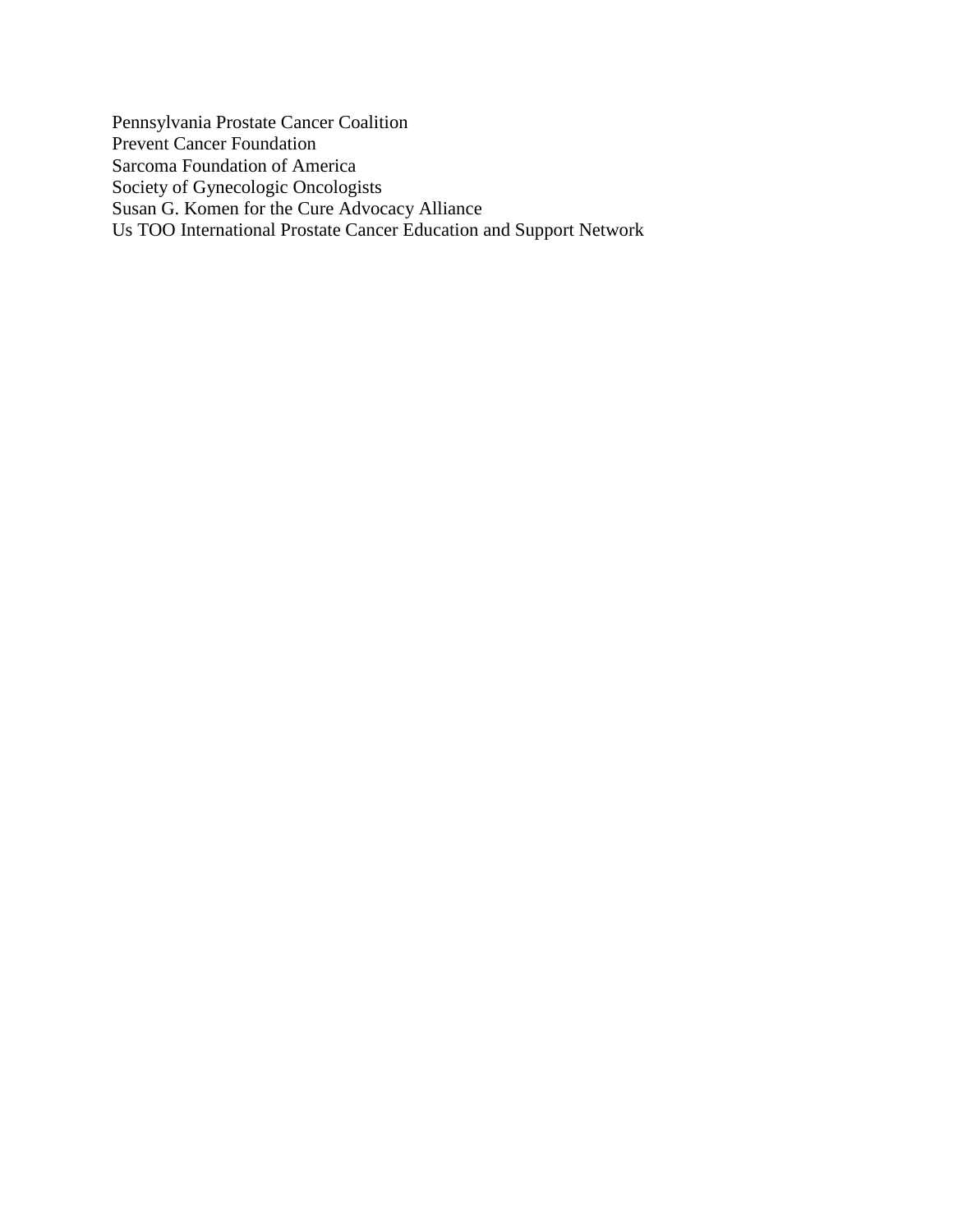Pennsylvania Prostate Cancer Coalition
Prevent Cancer Foundation
Sarcoma Foundation of America
Society of Gynecologic Oncologists
Susan G. Komen for the Cure Advocacy Alliance
Us TOO International Prostate Cancer Education and Support Network